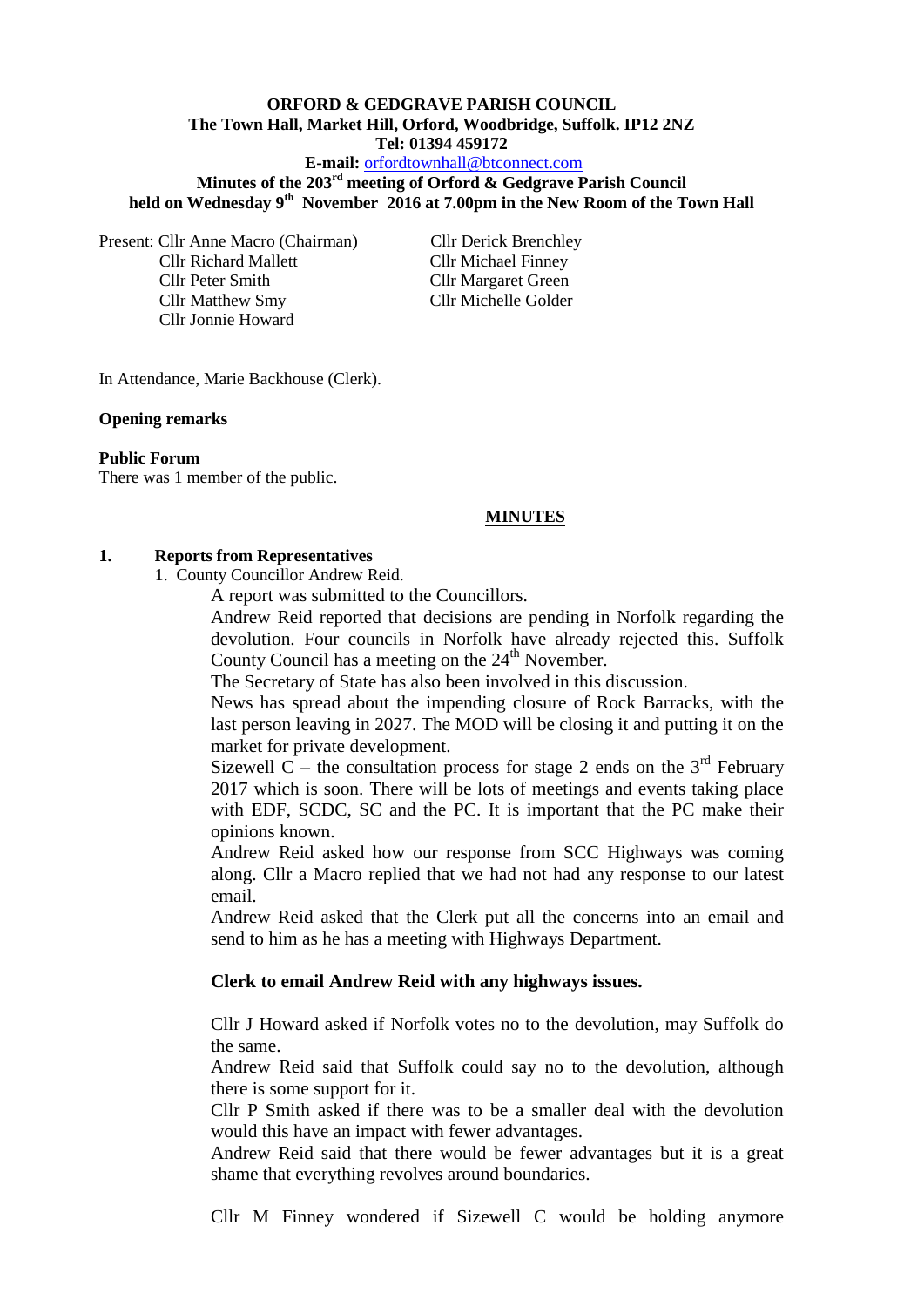**ORFORD & GEDGRAVE PARISH COUNCIL**
**The Town Hall, Market Hill, Orford, Woodbridge, Suffolk. IP12 2NZ**
**Tel: 01394 459172**
**E-mail:** orfordtownhall@btconnect.com

**Minutes of the 203rd meeting of Orford & Gedgrave Parish Council held on Wednesday 9th November 2016 at 7.00pm in the New Room of the Town Hall**

Present: Cllr Anne Macro (Chairman)
Cllr Derick Brenchley
Cllr Richard Mallett
Cllr Michael Finney
Cllr Peter Smith
Cllr Margaret Green
Cllr Matthew Smy
Cllr Michelle Golder
Cllr Jonnie Howard

In Attendance, Marie Backhouse (Clerk).

**Opening remarks**

**Public Forum**
There was 1 member of the public.

**MINUTES**

**1. Reports from Representatives**

1. County Councillor Andrew Reid.

A report was submitted to the Councillors.

Andrew Reid reported that decisions are pending in Norfolk regarding the devolution. Four councils in Norfolk have already rejected this. Suffolk County Council has a meeting on the 24th November.

The Secretary of State has also been involved in this discussion.

News has spread about the impending closure of Rock Barracks, with the last person leaving in 2027. The MOD will be closing it and putting it on the market for private development.

Sizewell C – the consultation process for stage 2 ends on the 3rd February 2017 which is soon. There will be lots of meetings and events taking place with EDF, SCDC, SC and the PC. It is important that the PC make their opinions known.

Andrew Reid asked how our response from SCC Highways was coming along. Cllr a Macro replied that we had not had any response to our latest email.

Andrew Reid asked that the Clerk put all the concerns into an email and send to him as he has a meeting with Highways Department.

**Clerk to email Andrew Reid with any highways issues.**

Cllr J Howard asked if Norfolk votes no to the devolution, may Suffolk do the same.

Andrew Reid said that Suffolk could say no to the devolution, although there is some support for it.

Cllr P Smith asked if there was to be a smaller deal with the devolution would this have an impact with fewer advantages.

Andrew Reid said that there would be fewer advantages but it is a great shame that everything revolves around boundaries.

Cllr M Finney wondered if Sizewell C would be holding anymore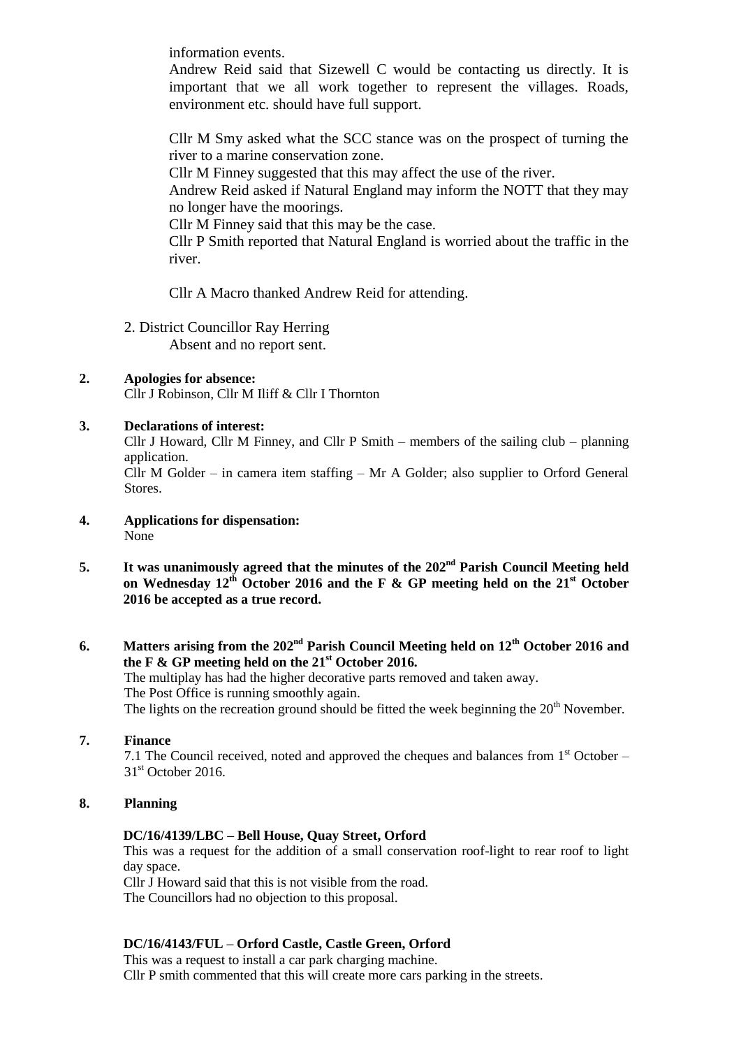information events.

Andrew Reid said that Sizewell C would be contacting us directly. It is important that we all work together to represent the villages. Roads, environment etc. should have full support.

Cllr M Smy asked what the SCC stance was on the prospect of turning the river to a marine conservation zone.

Cllr M Finney suggested that this may affect the use of the river.

Andrew Reid asked if Natural England may inform the NOTT that they may no longer have the moorings.

Cllr M Finney said that this may be the case.

Cllr P Smith reported that Natural England is worried about the traffic in the river.

Cllr A Macro thanked Andrew Reid for attending.

2. District Councillor Ray Herring
   Absent and no report sent.

**2. Apologies for absence:**
Cllr J Robinson, Cllr M Iliff & Cllr I Thornton

**3. Declarations of interest:**
Cllr J Howard, Cllr M Finney, and Cllr P Smith – members of the sailing club – planning application.
Cllr M Golder – in camera item staffing – Mr A Golder; also supplier to Orford General Stores.

**4. Applications for dispensation:**
None

**5. It was unanimously agreed that the minutes of the 202nd Parish Council Meeting held on Wednesday 12th October 2016 and the F & GP meeting held on the 21st October 2016 be accepted as a true record.**

**6. Matters arising from the 202nd Parish Council Meeting held on 12th October 2016 and the F & GP meeting held on the 21st October 2016.**
The multiplay has had the higher decorative parts removed and taken away.
The Post Office is running smoothly again.
The lights on the recreation ground should be fitted the week beginning the 20th November.

**7. Finance**
7.1 The Council received, noted and approved the cheques and balances from 1st October – 31st October 2016.

**8. Planning**

**DC/16/4139/LBC – Bell House, Quay Street, Orford**
This was a request for the addition of a small conservation roof-light to rear roof to light day space.
Cllr J Howard said that this is not visible from the road.
The Councillors had no objection to this proposal.

**DC/16/4143/FUL – Orford Castle, Castle Green, Orford**
This was a request to install a car park charging machine.
Cllr P smith commented that this will create more cars parking in the streets.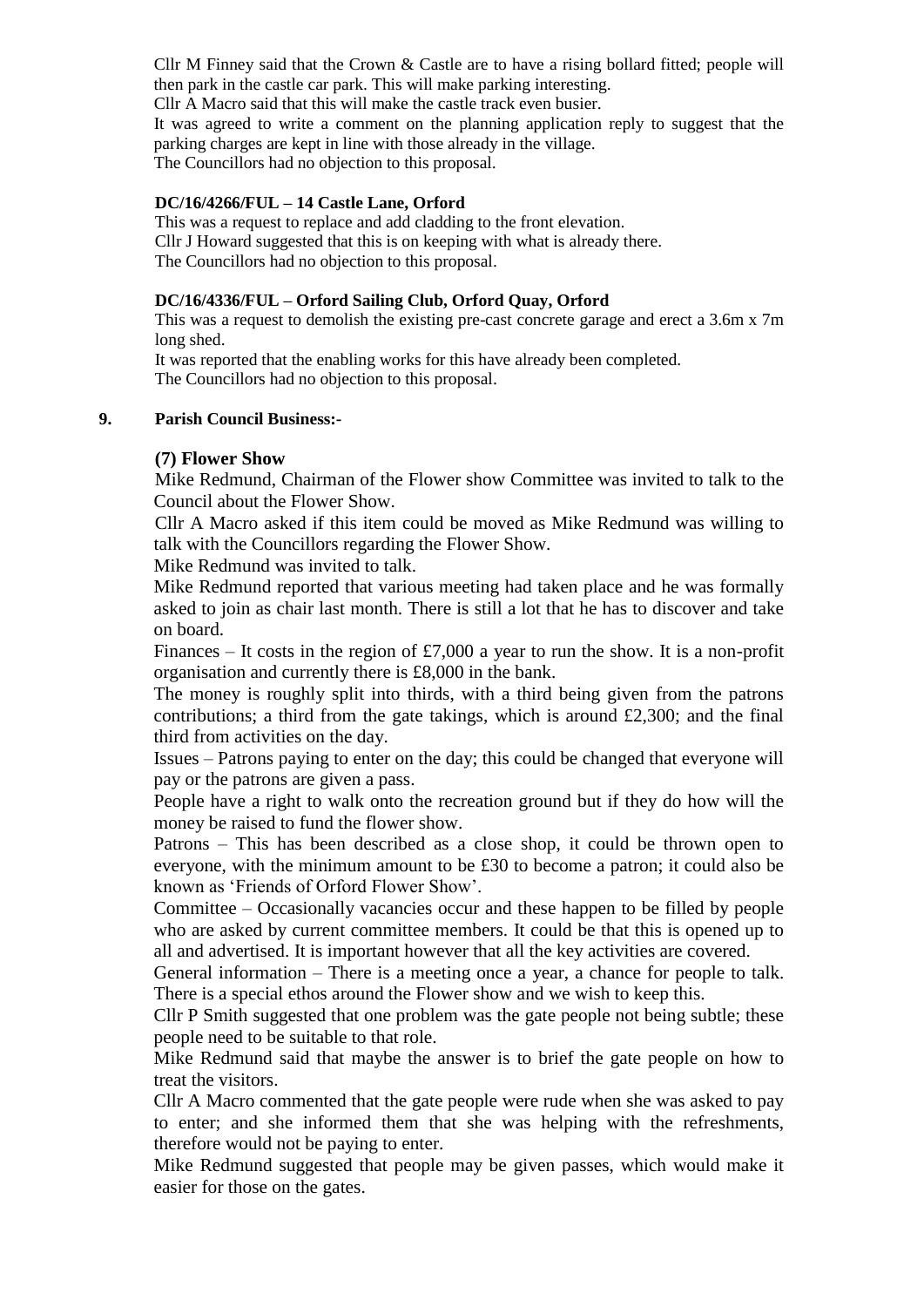Cllr M Finney said that the Crown & Castle are to have a rising bollard fitted; people will then park in the castle car park. This will make parking interesting.
Cllr A Macro said that this will make the castle track even busier.
It was agreed to write a comment on the planning application reply to suggest that the parking charges are kept in line with those already in the village.
The Councillors had no objection to this proposal.

**DC/16/4266/FUL – 14 Castle Lane, Orford**
This was a request to replace and add cladding to the front elevation.
Cllr J Howard suggested that this is on keeping with what is already there.
The Councillors had no objection to this proposal.

**DC/16/4336/FUL – Orford Sailing Club, Orford Quay, Orford**
This was a request to demolish the existing pre-cast concrete garage and erect a 3.6m x 7m long shed.
It was reported that the enabling works for this have already been completed.
The Councillors had no objection to this proposal.

**9. Parish Council Business:-**

**(7) Flower Show**
Mike Redmund, Chairman of the Flower show Committee was invited to talk to the Council about the Flower Show.
Cllr A Macro asked if this item could be moved as Mike Redmund was willing to talk with the Councillors regarding the Flower Show.
Mike Redmund was invited to talk.
Mike Redmund reported that various meeting had taken place and he was formally asked to join as chair last month. There is still a lot that he has to discover and take on board.
Finances – It costs in the region of £7,000 a year to run the show. It is a non-profit organisation and currently there is £8,000 in the bank.
The money is roughly split into thirds, with a third being given from the patrons contributions; a third from the gate takings, which is around £2,300; and the final third from activities on the day.
Issues – Patrons paying to enter on the day; this could be changed that everyone will pay or the patrons are given a pass.
People have a right to walk onto the recreation ground but if they do how will the money be raised to fund the flower show.
Patrons – This has been described as a close shop, it could be thrown open to everyone, with the minimum amount to be £30 to become a patron; it could also be known as 'Friends of Orford Flower Show'.
Committee – Occasionally vacancies occur and these happen to be filled by people who are asked by current committee members. It could be that this is opened up to all and advertised. It is important however that all the key activities are covered.
General information – There is a meeting once a year, a chance for people to talk. There is a special ethos around the Flower show and we wish to keep this.
Cllr P Smith suggested that one problem was the gate people not being subtle; these people need to be suitable to that role.
Mike Redmund said that maybe the answer is to brief the gate people on how to treat the visitors.
Cllr A Macro commented that the gate people were rude when she was asked to pay to enter; and she informed them that she was helping with the refreshments, therefore would not be paying to enter.
Mike Redmund suggested that people may be given passes, which would make it easier for those on the gates.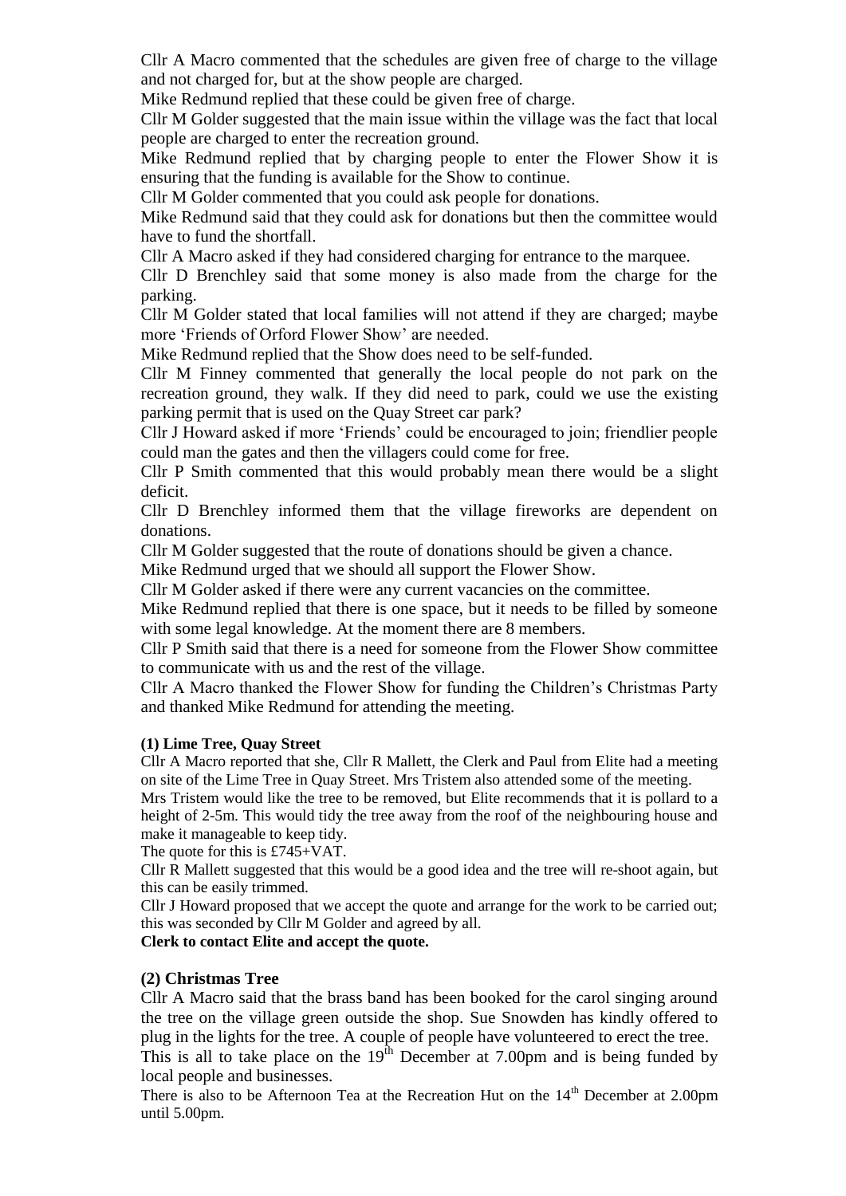Cllr A Macro commented that the schedules are given free of charge to the village and not charged for, but at the show people are charged.

Mike Redmund replied that these could be given free of charge.

Cllr M Golder suggested that the main issue within the village was the fact that local people are charged to enter the recreation ground.

Mike Redmund replied that by charging people to enter the Flower Show it is ensuring that the funding is available for the Show to continue.

Cllr M Golder commented that you could ask people for donations.

Mike Redmund said that they could ask for donations but then the committee would have to fund the shortfall.

Cllr A Macro asked if they had considered charging for entrance to the marquee.

Cllr D Brenchley said that some money is also made from the charge for the parking.

Cllr M Golder stated that local families will not attend if they are charged; maybe more 'Friends of Orford Flower Show' are needed.

Mike Redmund replied that the Show does need to be self-funded.

Cllr M Finney commented that generally the local people do not park on the recreation ground, they walk. If they did need to park, could we use the existing parking permit that is used on the Quay Street car park?

Cllr J Howard asked if more 'Friends' could be encouraged to join; friendlier people could man the gates and then the villagers could come for free.

Cllr P Smith commented that this would probably mean there would be a slight deficit.

Cllr D Brenchley informed them that the village fireworks are dependent on donations.

Cllr M Golder suggested that the route of donations should be given a chance.

Mike Redmund urged that we should all support the Flower Show.

Cllr M Golder asked if there were any current vacancies on the committee.

Mike Redmund replied that there is one space, but it needs to be filled by someone with some legal knowledge. At the moment there are 8 members.

Cllr P Smith said that there is a need for someone from the Flower Show committee to communicate with us and the rest of the village.

Cllr A Macro thanked the Flower Show for funding the Children's Christmas Party and thanked Mike Redmund for attending the meeting.

**(1) Lime Tree, Quay Street**

Cllr A Macro reported that she, Cllr R Mallett, the Clerk and Paul from Elite had a meeting on site of the Lime Tree in Quay Street. Mrs Tristem also attended some of the meeting.

Mrs Tristem would like the tree to be removed, but Elite recommends that it is pollard to a height of 2-5m. This would tidy the tree away from the roof of the neighbouring house and make it manageable to keep tidy.

The quote for this is £745+VAT.

Cllr R Mallett suggested that this would be a good idea and the tree will re-shoot again, but this can be easily trimmed.

Cllr J Howard proposed that we accept the quote and arrange for the work to be carried out; this was seconded by Cllr M Golder and agreed by all.

**Clerk to contact Elite and accept the quote.**

**(2) Christmas Tree**

Cllr A Macro said that the brass band has been booked for the carol singing around the tree on the village green outside the shop. Sue Snowden has kindly offered to plug in the lights for the tree. A couple of people have volunteered to erect the tree.

This is all to take place on the 19th December at 7.00pm and is being funded by local people and businesses.

There is also to be Afternoon Tea at the Recreation Hut on the 14th December at 2.00pm until 5.00pm.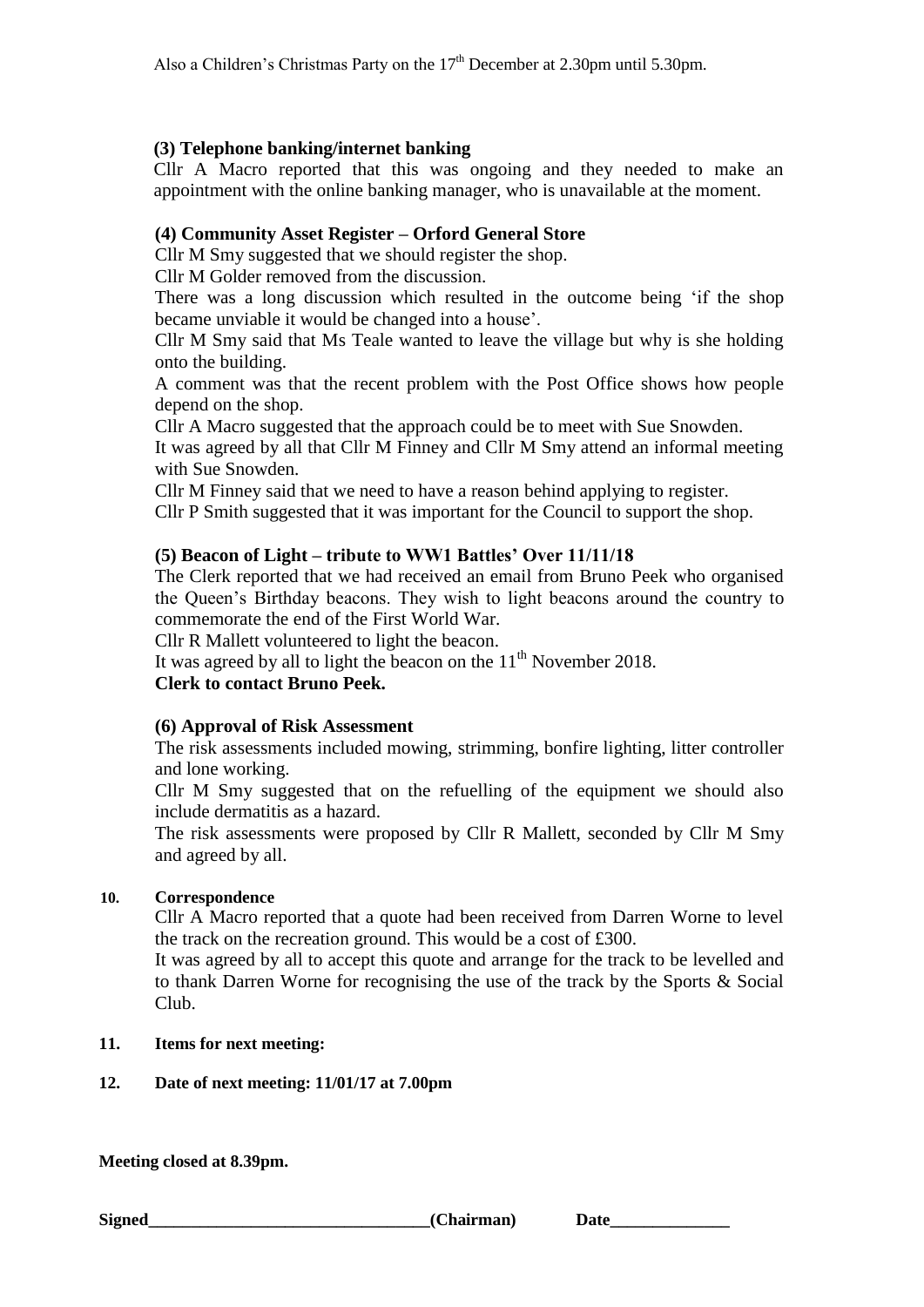Also a Children's Christmas Party on the 17th December at 2.30pm until 5.30pm.

**(3) Telephone banking/internet banking**

Cllr A Macro reported that this was ongoing and they needed to make an appointment with the online banking manager, who is unavailable at the moment.

**(4) Community Asset Register – Orford General Store**

Cllr M Smy suggested that we should register the shop.

Cllr M Golder removed from the discussion.

There was a long discussion which resulted in the outcome being 'if the shop became unviable it would be changed into a house'.

Cllr M Smy said that Ms Teale wanted to leave the village but why is she holding onto the building.

A comment was that the recent problem with the Post Office shows how people depend on the shop.

Cllr A Macro suggested that the approach could be to meet with Sue Snowden.

It was agreed by all that Cllr M Finney and Cllr M Smy attend an informal meeting with Sue Snowden.

Cllr M Finney said that we need to have a reason behind applying to register.

Cllr P Smith suggested that it was important for the Council to support the shop.

**(5) Beacon of Light – tribute to WW1 Battles' Over 11/11/18**

The Clerk reported that we had received an email from Bruno Peek who organised the Queen's Birthday beacons. They wish to light beacons around the country to commemorate the end of the First World War.

Cllr R Mallett volunteered to light the beacon.

It was agreed by all to light the beacon on the 11th November 2018.

**Clerk to contact Bruno Peek.**

**(6) Approval of Risk Assessment**

The risk assessments included mowing, strimming, bonfire lighting, litter controller and lone working.

Cllr M Smy suggested that on the refuelling of the equipment we should also include dermatitis as a hazard.

The risk assessments were proposed by Cllr R Mallett, seconded by Cllr M Smy and agreed by all.

**10. Correspondence**

Cllr A Macro reported that a quote had been received from Darren Worne to level the track on the recreation ground. This would be a cost of £300.

It was agreed by all to accept this quote and arrange for the track to be levelled and to thank Darren Worne for recognising the use of the track by the Sports & Social Club.

**11. Items for next meeting:**

**12. Date of next meeting: 11/01/17 at 7.00pm**

**Meeting closed at 8.39pm.**

**Signed________________________________(Chairman) Date______________**